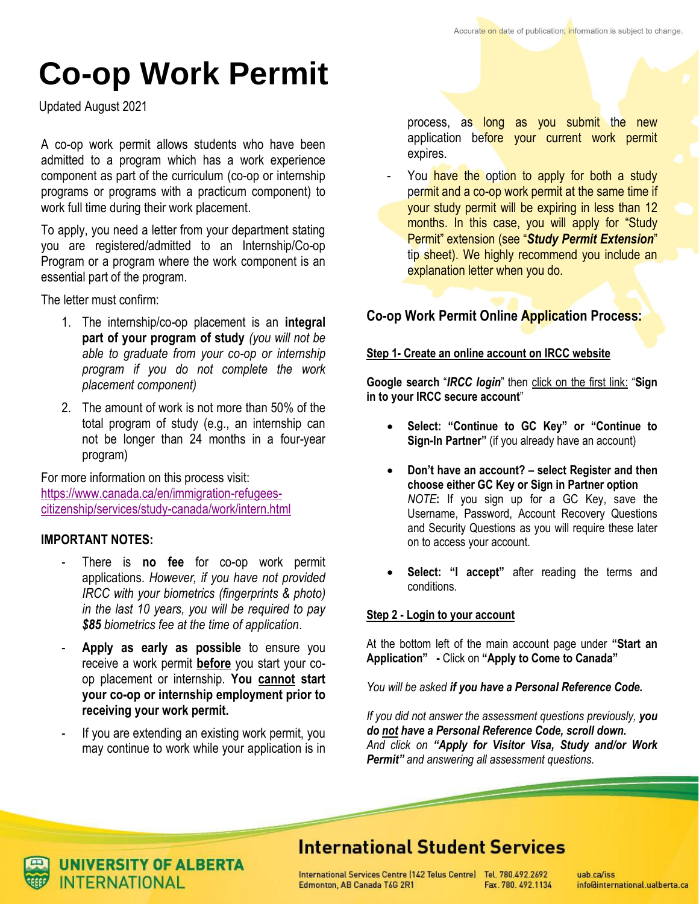# Co-op Work Permit

Updated August 2021

A co-op work permit allows students who have been admitted to a program which has a work experience component as part of the curriculum (co-op or internship programs or programs with a practicum component) to work full time during their work placement.

To apply, you need a letter from your department stating you are registered/admitted to an Internship/Co-op Program or a program where the work component is an essential part of the program.

The letter must confirm:

1. The internship/co-op placement is an **integral part of your program of study** *(you will not be able to graduate from your co-op or internship program if you do not complete the work placement component)*
2. The amount of work is not more than 50% of the total program of study (e.g., an internship can not be longer than 24 months in a four-year program)

For more information on this process visit:
https://www.canada.ca/en/immigration-refugees-citizenship/services/study-canada/work/intern.html

**IMPORTANT NOTES:**

- There is **no fee** for co-op work permit applications. *However, if you have not provided IRCC with your biometrics (fingerprints & photo) in the last 10 years, you will be required to pay **$85** biometrics fee at the time of application*.
- **Apply as early as possible** to ensure you receive a work permit **before** you start your co-op placement or internship. **You cannot start your co-op or internship employment prior to receiving your work permit.**
- If you are extending an existing work permit, you may continue to work while your application is in process, as long as you submit the new application before your current work permit expires.
- You have the option to apply for both a study permit and a co-op work permit at the same time if your study permit will be expiring in less than 12 months. In this case, you will apply for "Study Permit" extension (see "***Study Permit Extension***" tip sheet). We highly recommend you include an explanation letter when you do.

## Co-op Work Permit Online Application Process:

**Step 1- Create an online account on IRCC website**

**Google search** "***IRCC login***" then click on the first link: "**Sign in to your IRCC secure account**"

- **Select: "Continue to GC Key" or "Continue to Sign-In Partner"** (if you already have an account)
- **Don't have an account? – select Register and then choose either GC Key or Sign in Partner option**
  *NOTE*: If you sign up for a GC Key, save the Username, Password, Account Recovery Questions and Security Questions as you will require these later on to access your account.
- **Select: "I accept"** after reading the terms and conditions.

**Step 2 - Login to your account**

At the bottom left of the main account page under **"Start an Application" -** Click on **"Apply to Come to Canada"**

*You will be asked **if you have a Personal Reference Code.***

*If you did not answer the assessment questions previously, **you do not have a Personal Reference Code, scroll down.***
*And click on **"Apply for Visitor Visa, Study and/or Work Permit"** and answering all assessment questions.*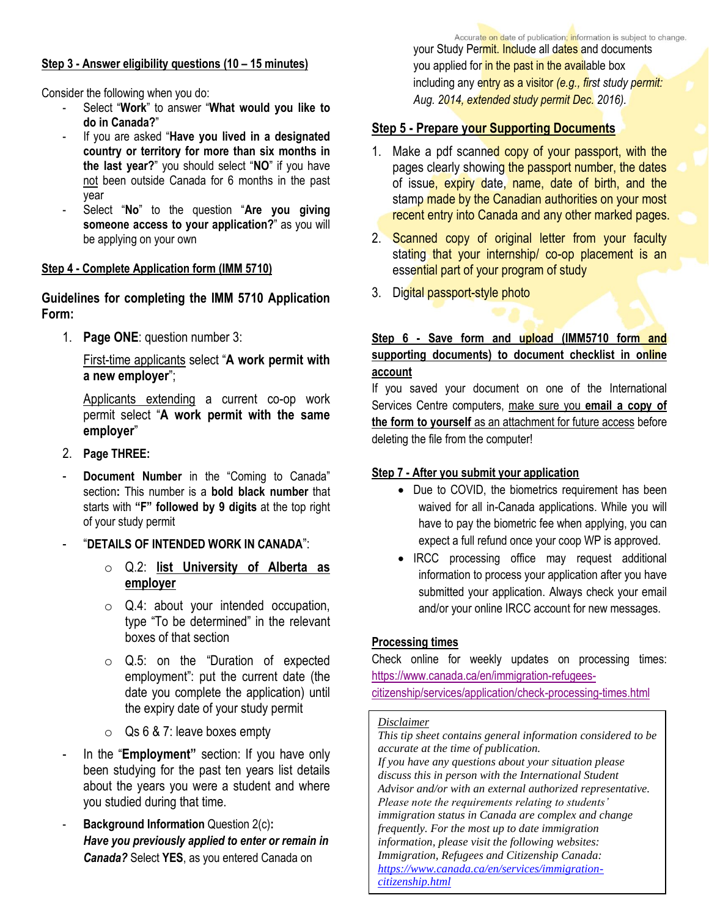**Step 3 - Answer eligibility questions (10 – 15 minutes)**

Consider the following when you do:

- Select "**Work**" to answer "**What would you like to do in Canada?**"
- If you are asked "**Have you lived in a designated country or territory for more than six months in the last year?**" you should select "**NO**" if you have not been outside Canada for 6 months in the past year
- Select "**No**" to the question "**Are you giving someone access to your application?**" as you will be applying on your own

**Step 4 - Complete Application form (IMM 5710)**

### Guidelines for completing the IMM 5710 Application Form:

1. **Page ONE**: question number 3:

   First-time applicants select "**A work permit with a new employer**";

   Applicants extending a current co-op work permit select "**A work permit with the same employer**"

2. **Page THREE:**

- **Document Number** in the "Coming to Canada" section**:** This number is a **bold black number** that starts with **"F" followed by 9 digits** at the top right of your study permit
- "**DETAILS OF INTENDED WORK IN CANADA**":
  - Q.2: **list University of Alberta as employer**
  - Q.4: about your intended occupation, type "To be determined" in the relevant boxes of that section
  - Q.5: on the "Duration of expected employment": put the current date (the date you complete the application) until the expiry date of your study permit
  - Qs 6 & 7: leave boxes empty
- In the "**Employment"** section: If you have only been studying for the past ten years list details about the years you were a student and where you studied during that time.
- **Background Information** Question 2(c)**:** ***Have you previously applied to enter or remain in Canada?*** Select **YES**, as you entered Canada on your Study Permit. Include all dates and documents you applied for in the past in the available box including any entry as a visitor *(e.g., first study permit: Aug. 2014, extended study permit Dec. 2016).*

**Step 5 - Prepare your Supporting Documents**

1. Make a pdf scanned copy of your passport, with the pages clearly showing the passport number, the dates of issue, expiry date, name, date of birth, and the stamp made by the Canadian authorities on your most recent entry into Canada and any other marked pages.
2. Scanned copy of original letter from your faculty stating that your internship/ co-op placement is an essential part of your program of study
3. Digital passport-style photo

**Step 6 - Save form and upload (IMM5710 form and supporting documents) to document checklist in online account**

If you saved your document on one of the International Services Centre computers, make sure you **email a copy of the form to yourself** as an attachment for future access before deleting the file from the computer!

**Step 7 - After you submit your application**

- Due to COVID, the biometrics requirement has been waived for all in-Canada applications. While you will have to pay the biometric fee when applying, you can expect a full refund once your coop WP is approved.
- IRCC processing office may request additional information to process your application after you have submitted your application. Always check your email and/or your online IRCC account for new messages.

**Processing times**

Check online for weekly updates on processing times: https://www.canada.ca/en/immigration-refugees-citizenship/services/application/check-processing-times.html

*Disclaimer*

*This tip sheet contains general information considered to be accurate at the time of publication.*
*If you have any questions about your situation please discuss this in person with the International Student Advisor and/or with an external authorized representative. Please note the requirements relating to students' immigration status in Canada are complex and change frequently. For the most up to date immigration information, please visit the following websites:*
*Immigration, Refugees and Citizenship Canada:*
*https://www.canada.ca/en/services/immigration-citizenship.html*